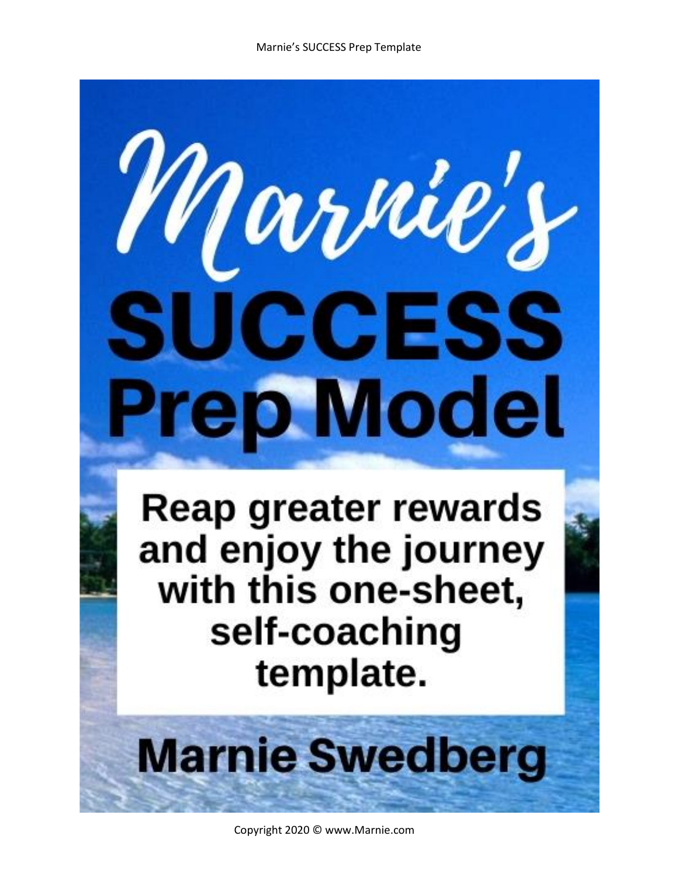# Marnie's SUCCESS Prep Model

**Reap greater rewards and enjoy the journey with this one-sheet, self-coaching template.**

## Marnie Swedberg

Copyright 2020 © www.Marnie.com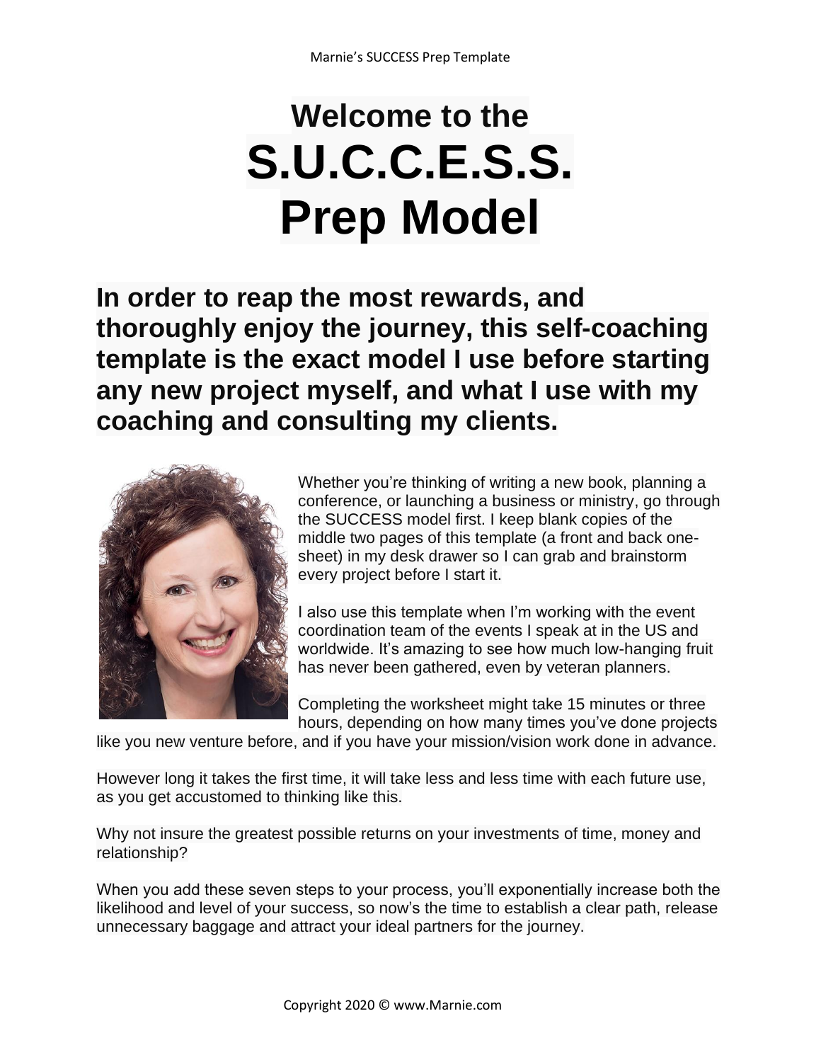# Welcome to the S.U.C.C.E.S.S. Prep Model

## In order to reap the most rewards, and thoroughly enjoy the journey, this self-coaching template is the exact model I use before starting any new project myself, and what I use with my coaching and consulting my clients.

Whether you're thinking of writing a new book, planning a conference, or launching a business or ministry, go through the SUCCESS model first. I keep blank copies of the middle two pages of this template (a front and back one-sheet) in my desk drawer so I can grab and brainstorm every project before I start it.

I also use this template when I'm working with the event coordination team of the events I speak at in the US and worldwide. It's amazing to see how much low-hanging fruit has never been gathered, even by veteran planners.

Completing the worksheet might take 15 minutes or three hours, depending on how many times you've done projects like you new venture before, and if you have your mission/vision work done in advance.

However long it takes the first time, it will take less and less time with each future use, as you get accustomed to thinking like this.

Why not insure the greatest possible returns on your investments of time, money and relationship?

When you add these seven steps to your process, you'll exponentially increase both the likelihood and level of your success, so now's the time to establish a clear path, release unnecessary baggage and attract your ideal partners for the journey.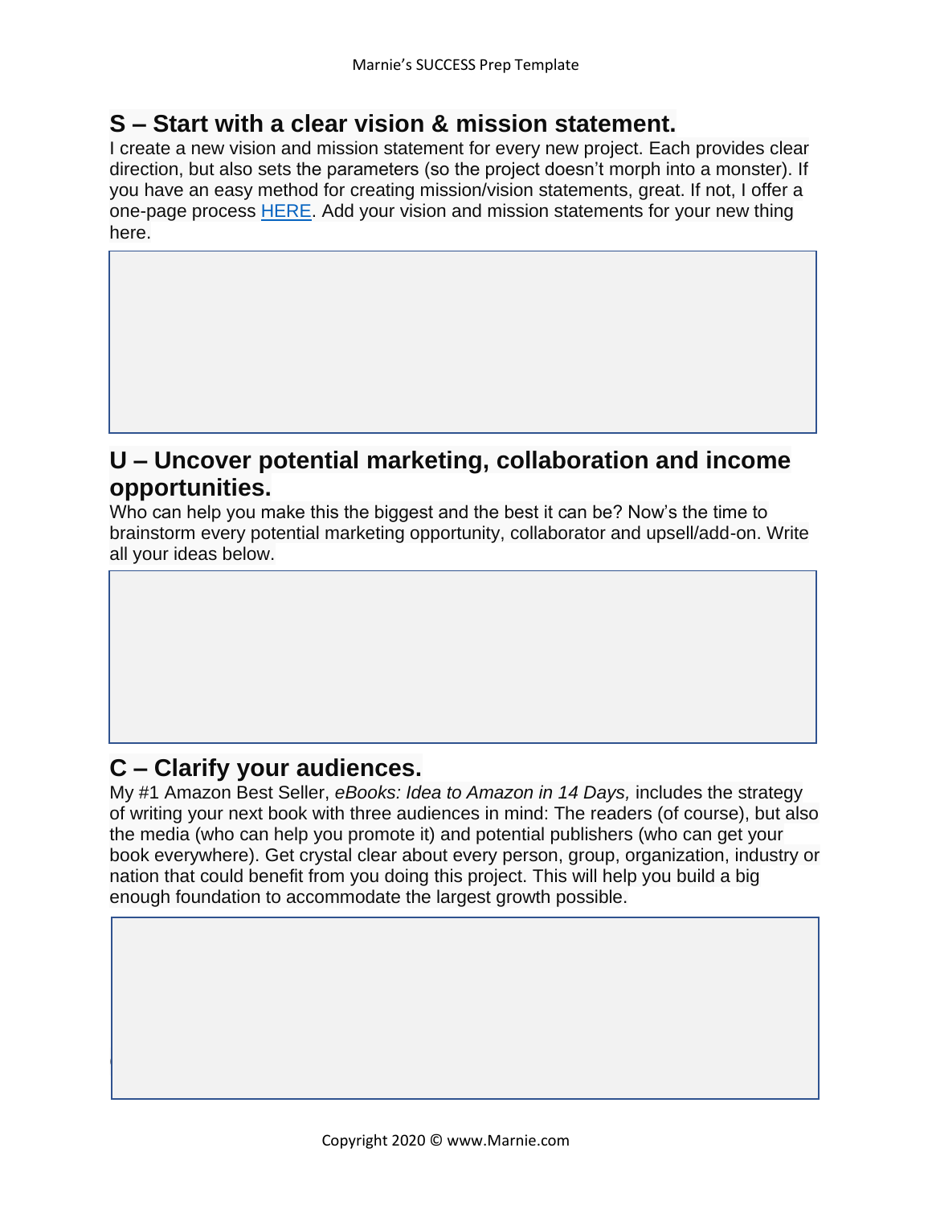## S – Start with a clear vision & mission statement.

I create a new vision and mission statement for every new project. Each provides clear direction, but also sets the parameters (so the project doesn't morph into a monster). If you have an easy method for creating mission/vision statements, great. If not, I offer a one-page process [HERE](). Add your vision and mission statements for your new thing here.

## U – Uncover potential marketing, collaboration and income opportunities.

Who can help you make this the biggest and the best it can be? Now's the time to brainstorm every potential marketing opportunity, collaborator and upsell/add-on. Write all your ideas below.

## C – Clarify your audiences.

My #1 Amazon Best Seller, *eBooks: Idea to Amazon in 14 Days,* includes the strategy of writing your next book with three audiences in mind: The readers (of course), but also the media (who can help you promote it) and potential publishers (who can get your book everywhere). Get crystal clear about every person, group, organization, industry or nation that could benefit from you doing this project. This will help you build a big enough foundation to accommodate the largest growth possible.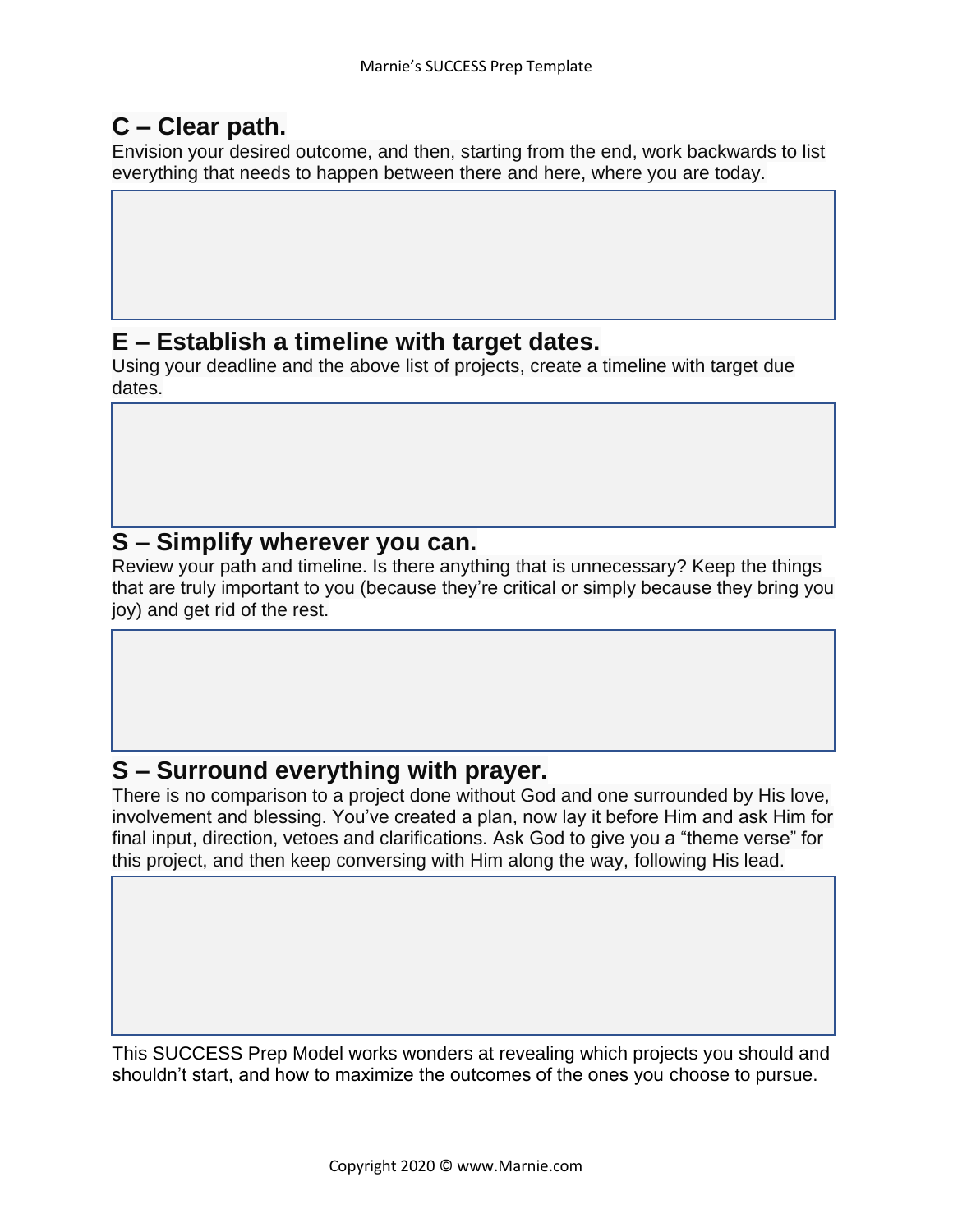## C – Clear path.

Envision your desired outcome, and then, starting from the end, work backwards to list everything that needs to happen between there and here, where you are today.

## E – Establish a timeline with target dates.

Using your deadline and the above list of projects, create a timeline with target due dates.

## S – Simplify wherever you can.

Review your path and timeline. Is there anything that is unnecessary? Keep the things that are truly important to you (because they're critical or simply because they bring you joy) and get rid of the rest.

## S – Surround everything with prayer.

There is no comparison to a project done without God and one surrounded by His love, involvement and blessing. You've created a plan, now lay it before Him and ask Him for final input, direction, vetoes and clarifications. Ask God to give you a "theme verse" for this project, and then keep conversing with Him along the way, following His lead.

This SUCCESS Prep Model works wonders at revealing which projects you should and shouldn't start, and how to maximize the outcomes of the ones you choose to pursue.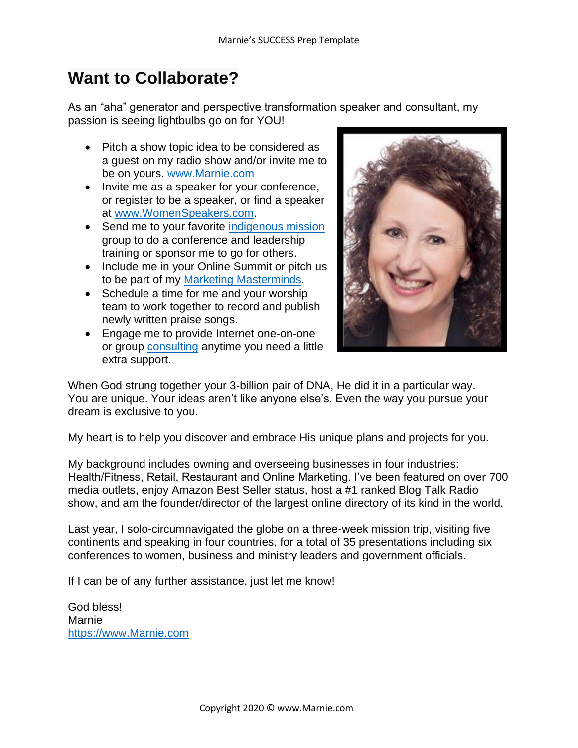# Want to Collaborate?

As an "aha" generator and perspective transformation speaker and consultant, my passion is seeing lightbulbs go on for YOU!

- Pitch a show topic idea to be considered as a guest on my radio show and/or invite me to be on yours. [www.Marnie.com](www.Marnie.com)
- Invite me as a speaker for your conference, or register to be a speaker, or find a speaker at [www.WomenSpeakers.com](www.WomenSpeakers.com).
- Send me to your favorite [indigenous mission]() group to do a conference and leadership training or sponsor me to go for others.
- Include me in your Online Summit or pitch us to be part of my [Marketing Masterminds]().
- Schedule a time for me and your worship team to work together to record and publish newly written praise songs.
- Engage me to provide Internet one-on-one or group [consulting]() anytime you need a little extra support.

When God strung together your 3-billion pair of DNA, He did it in a particular way. You are unique. Your ideas aren't like anyone else's. Even the way you pursue your dream is exclusive to you.

My heart is to help you discover and embrace His unique plans and projects for you.

My background includes owning and overseeing businesses in four industries: Health/Fitness, Retail, Restaurant and Online Marketing. I've been featured on over 700 media outlets, enjoy Amazon Best Seller status, host a #1 ranked Blog Talk Radio show, and am the founder/director of the largest online directory of its kind in the world.

Last year, I solo-circumnavigated the globe on a three-week mission trip, visiting five continents and speaking in four countries, for a total of 35 presentations including six conferences to women, business and ministry leaders and government officials.

If I can be of any further assistance, just let me know!

God bless!
Marnie
[https://www.Marnie.com](https://www.Marnie.com)